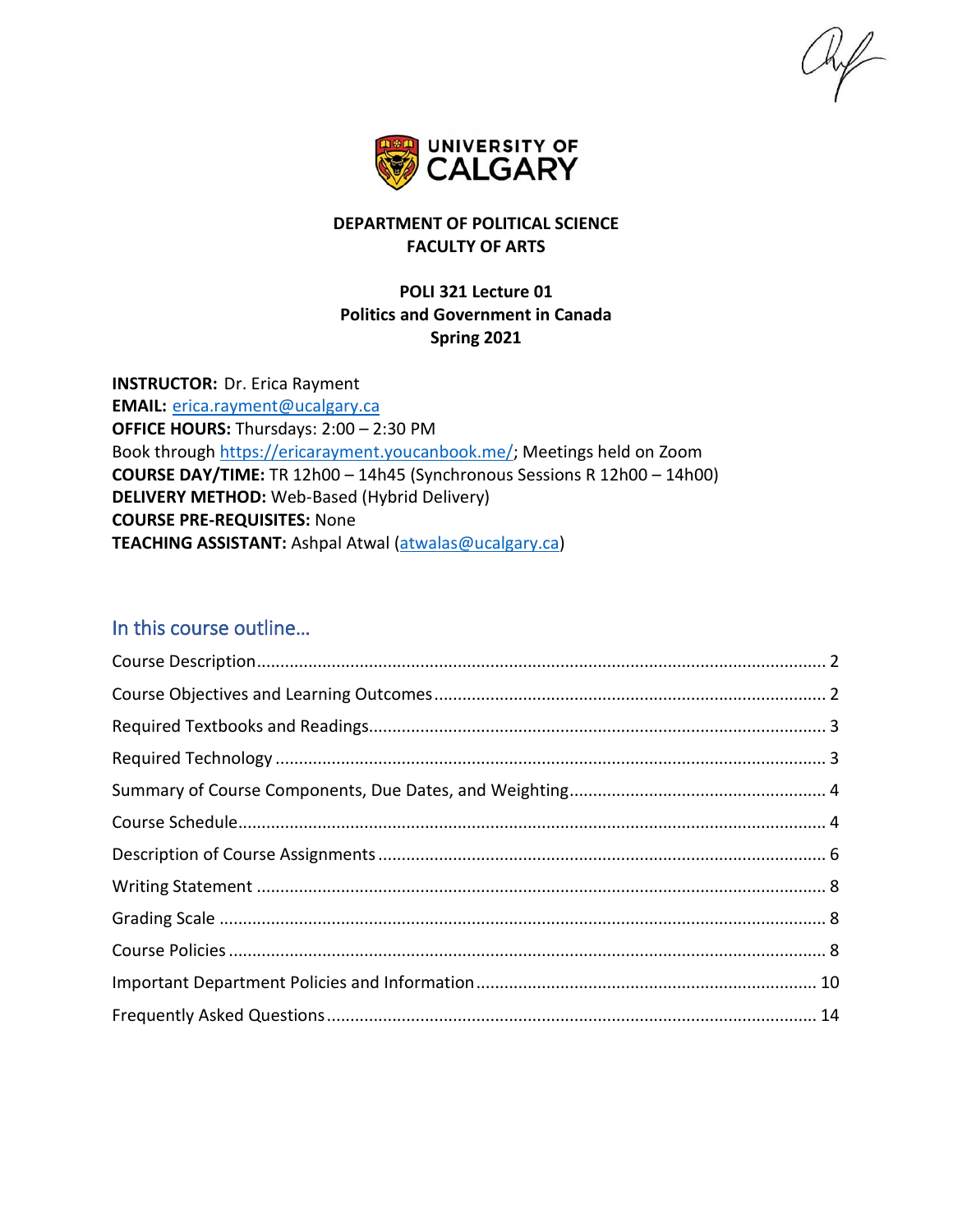**DEPARTMENT OF POLITICAL SCIENCE**
**FACULTY OF ARTS**

**POLI 321 Lecture 01**
**Politics and Government in Canada**
**Spring 2021**

**INSTRUCTOR:** Dr. Erica Rayment
**EMAIL:** erica.rayment@ucalgary.ca
**OFFICE HOURS:** Thursdays: 2:00 – 2:30 PM
Book through https://ericarayment.youcanbook.me/; Meetings held on Zoom
**COURSE DAY/TIME:** TR 12h00 – 14h45 (Synchronous Sessions R 12h00 – 14h00)
**DELIVERY METHOD:** Web-Based (Hybrid Delivery)
**COURSE PRE-REQUISITES:** None
**TEACHING ASSISTANT:** Ashpal Atwal (atwalas@ucalgary.ca)

## In this course outline…

- Course Description ... 2
- Course Objectives and Learning Outcomes ... 2
- Required Textbooks and Readings ... 3
- Required Technology ... 3
- Summary of Course Components, Due Dates, and Weighting ... 4
- Course Schedule ... 4
- Description of Course Assignments ... 6
- Writing Statement ... 8
- Grading Scale ... 8
- Course Policies ... 8
- Important Department Policies and Information ... 10
- Frequently Asked Questions ... 14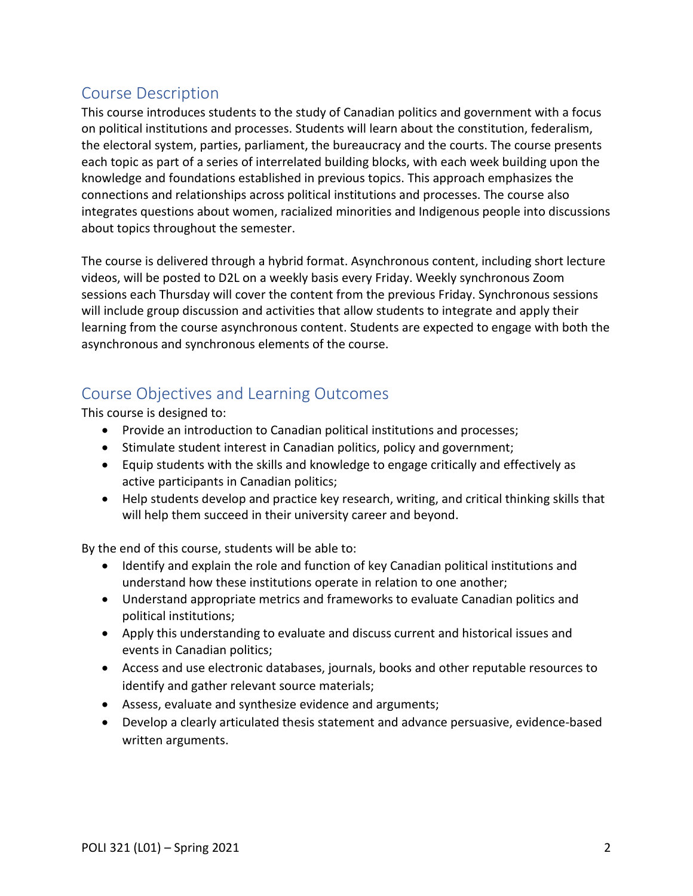## Course Description

This course introduces students to the study of Canadian politics and government with a focus on political institutions and processes. Students will learn about the constitution, federalism, the electoral system, parties, parliament, the bureaucracy and the courts. The course presents each topic as part of a series of interrelated building blocks, with each week building upon the knowledge and foundations established in previous topics. This approach emphasizes the connections and relationships across political institutions and processes. The course also integrates questions about women, racialized minorities and Indigenous people into discussions about topics throughout the semester.

The course is delivered through a hybrid format. Asynchronous content, including short lecture videos, will be posted to D2L on a weekly basis every Friday. Weekly synchronous Zoom sessions each Thursday will cover the content from the previous Friday. Synchronous sessions will include group discussion and activities that allow students to integrate and apply their learning from the course asynchronous content. Students are expected to engage with both the asynchronous and synchronous elements of the course.

## Course Objectives and Learning Outcomes

This course is designed to:

- Provide an introduction to Canadian political institutions and processes;
- Stimulate student interest in Canadian politics, policy and government;
- Equip students with the skills and knowledge to engage critically and effectively as active participants in Canadian politics;
- Help students develop and practice key research, writing, and critical thinking skills that will help them succeed in their university career and beyond.

By the end of this course, students will be able to:

- Identify and explain the role and function of key Canadian political institutions and understand how these institutions operate in relation to one another;
- Understand appropriate metrics and frameworks to evaluate Canadian politics and political institutions;
- Apply this understanding to evaluate and discuss current and historical issues and events in Canadian politics;
- Access and use electronic databases, journals, books and other reputable resources to identify and gather relevant source materials;
- Assess, evaluate and synthesize evidence and arguments;
- Develop a clearly articulated thesis statement and advance persuasive, evidence-based written arguments.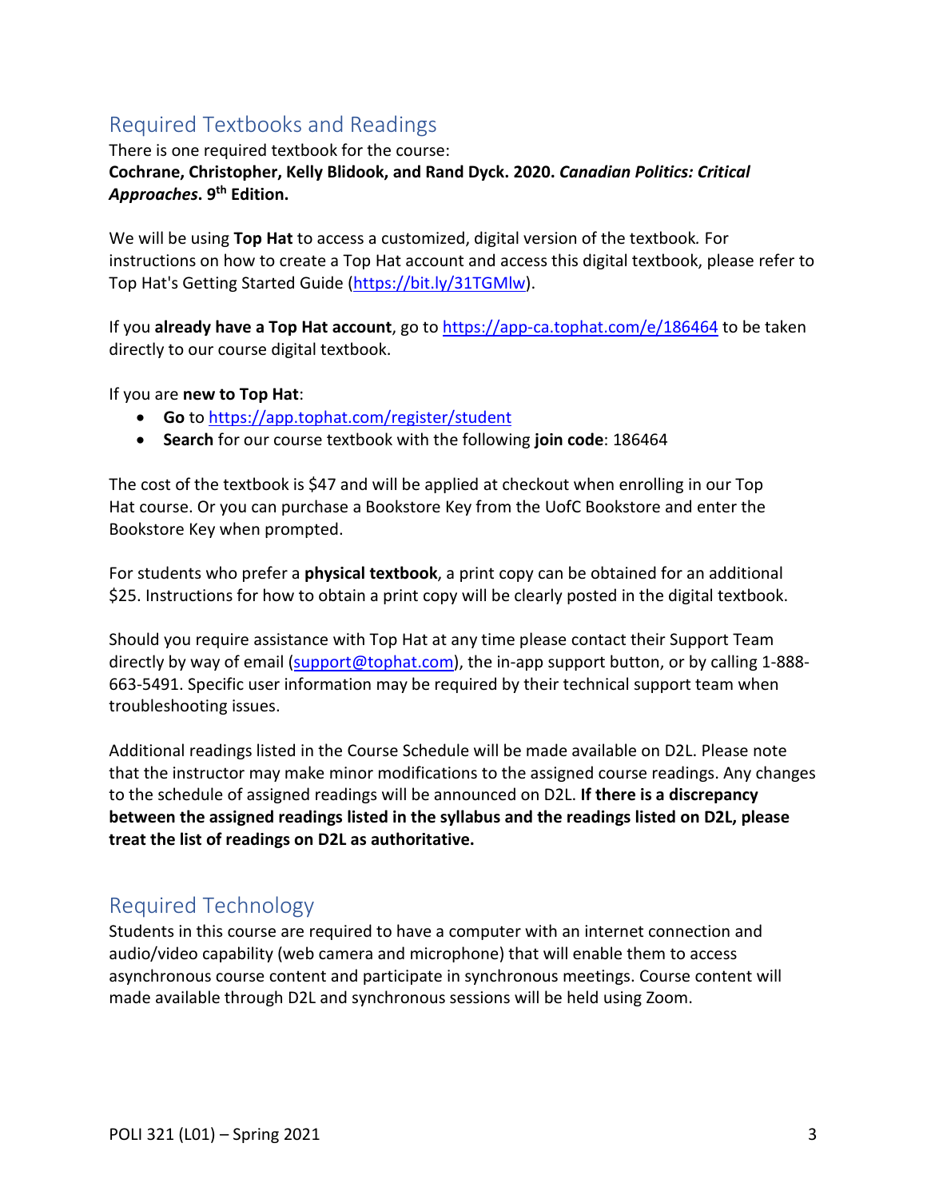## Required Textbooks and Readings

There is one required textbook for the course:
**Cochrane, Christopher, Kelly Blidook, and Rand Dyck. 2020. *Canadian Politics: Critical Approaches*. 9th Edition.**

We will be using **Top Hat** to access a customized, digital version of the textbook. For instructions on how to create a Top Hat account and access this digital textbook, please refer to Top Hat's Getting Started Guide (https://bit.ly/31TGMlw).

If you **already have a Top Hat account**, go to https://app-ca.tophat.com/e/186464 to be taken directly to our course digital textbook.

If you are **new to Top Hat**:

- **Go** to https://app.tophat.com/register/student
- **Search** for our course textbook with the following **join code**: 186464

The cost of the textbook is $47 and will be applied at checkout when enrolling in our Top Hat course. Or you can purchase a Bookstore Key from the UofC Bookstore and enter the Bookstore Key when prompted.

For students who prefer a **physical textbook**, a print copy can be obtained for an additional $25. Instructions for how to obtain a print copy will be clearly posted in the digital textbook.

Should you require assistance with Top Hat at any time please contact their Support Team directly by way of email (support@tophat.com), the in-app support button, or by calling 1-888-663-5491. Specific user information may be required by their technical support team when troubleshooting issues.

Additional readings listed in the Course Schedule will be made available on D2L. Please note that the instructor may make minor modifications to the assigned course readings. Any changes to the schedule of assigned readings will be announced on D2L. **If there is a discrepancy between the assigned readings listed in the syllabus and the readings listed on D2L, please treat the list of readings on D2L as authoritative.**

## Required Technology

Students in this course are required to have a computer with an internet connection and audio/video capability (web camera and microphone) that will enable them to access asynchronous course content and participate in synchronous meetings. Course content will made available through D2L and synchronous sessions will be held using Zoom.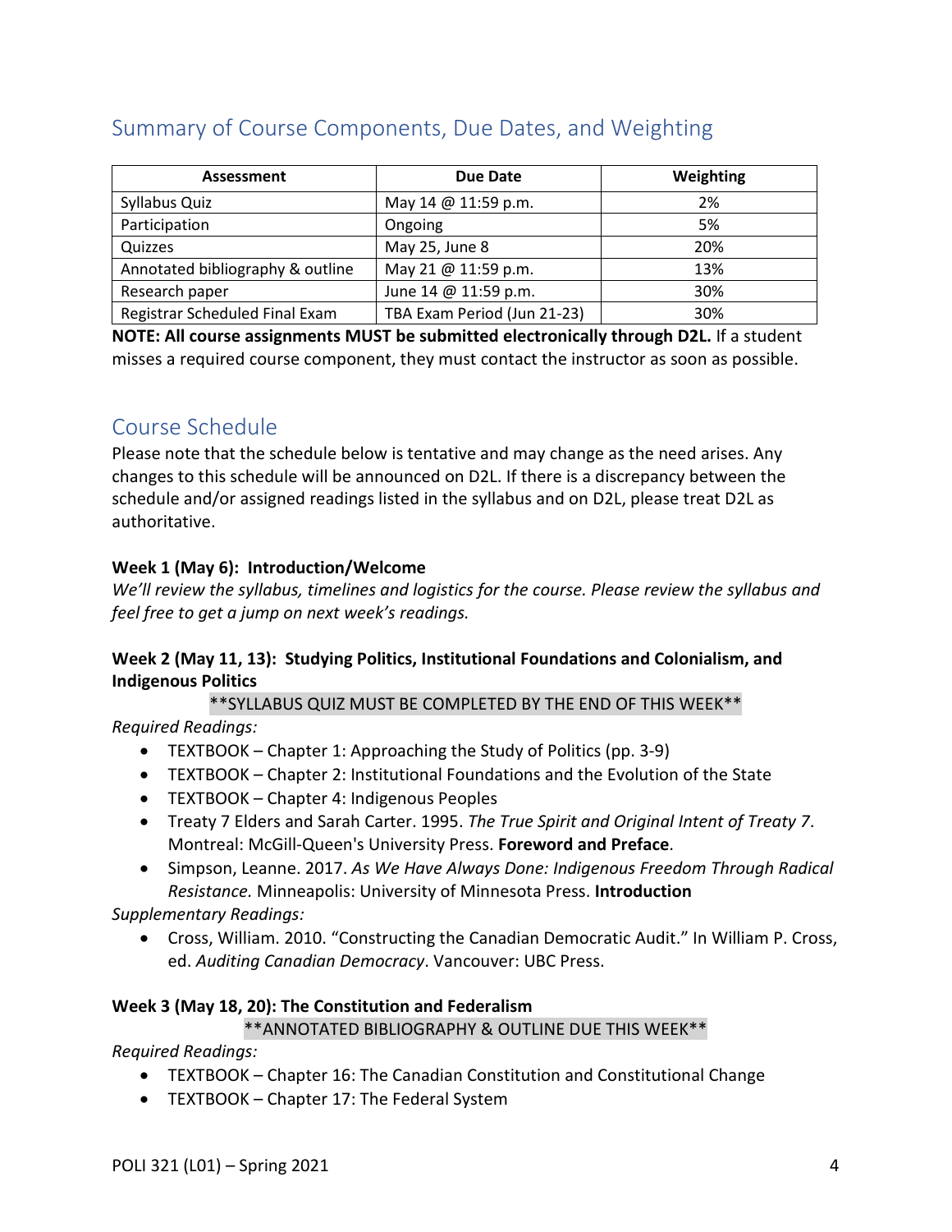## Summary of Course Components, Due Dates, and Weighting

| Assessment | Due Date | Weighting |
|---|---|---|
| Syllabus Quiz | May 14 @ 11:59 p.m. | 2% |
| Participation | Ongoing | 5% |
| Quizzes | May 25, June 8 | 20% |
| Annotated bibliography & outline | May 21 @ 11:59 p.m. | 13% |
| Research paper | June 14 @ 11:59 p.m. | 30% |
| Registrar Scheduled Final Exam | TBA Exam Period (Jun 21-23) | 30% |

**NOTE: All course assignments MUST be submitted electronically through D2L.** If a student misses a required course component, they must contact the instructor as soon as possible.

## Course Schedule

Please note that the schedule below is tentative and may change as the need arises. Any changes to this schedule will be announced on D2L. If there is a discrepancy between the schedule and/or assigned readings listed in the syllabus and on D2L, please treat D2L as authoritative.

**Week 1 (May 6): Introduction/Welcome**

*We'll review the syllabus, timelines and logistics for the course. Please review the syllabus and feel free to get a jump on next week's readings.*

**Week 2 (May 11, 13): Studying Politics, Institutional Foundations and Colonialism, and Indigenous Politics**

**SYLLABUS QUIZ MUST BE COMPLETED BY THE END OF THIS WEEK**

*Required Readings:*

- TEXTBOOK – Chapter 1: Approaching the Study of Politics (pp. 3-9)
- TEXTBOOK – Chapter 2: Institutional Foundations and the Evolution of the State
- TEXTBOOK – Chapter 4: Indigenous Peoples
- Treaty 7 Elders and Sarah Carter. 1995. *The True Spirit and Original Intent of Treaty 7*. Montreal: McGill-Queen's University Press. **Foreword and Preface**.
- Simpson, Leanne. 2017. *As We Have Always Done: Indigenous Freedom Through Radical Resistance.* Minneapolis: University of Minnesota Press. **Introduction**

*Supplementary Readings:*

- Cross, William. 2010. "Constructing the Canadian Democratic Audit." In William P. Cross, ed. *Auditing Canadian Democracy*. Vancouver: UBC Press.

**Week 3 (May 18, 20): The Constitution and Federalism**

**ANNOTATED BIBLIOGRAPHY & OUTLINE DUE THIS WEEK**

*Required Readings:*

- TEXTBOOK – Chapter 16: The Canadian Constitution and Constitutional Change
- TEXTBOOK – Chapter 17: The Federal System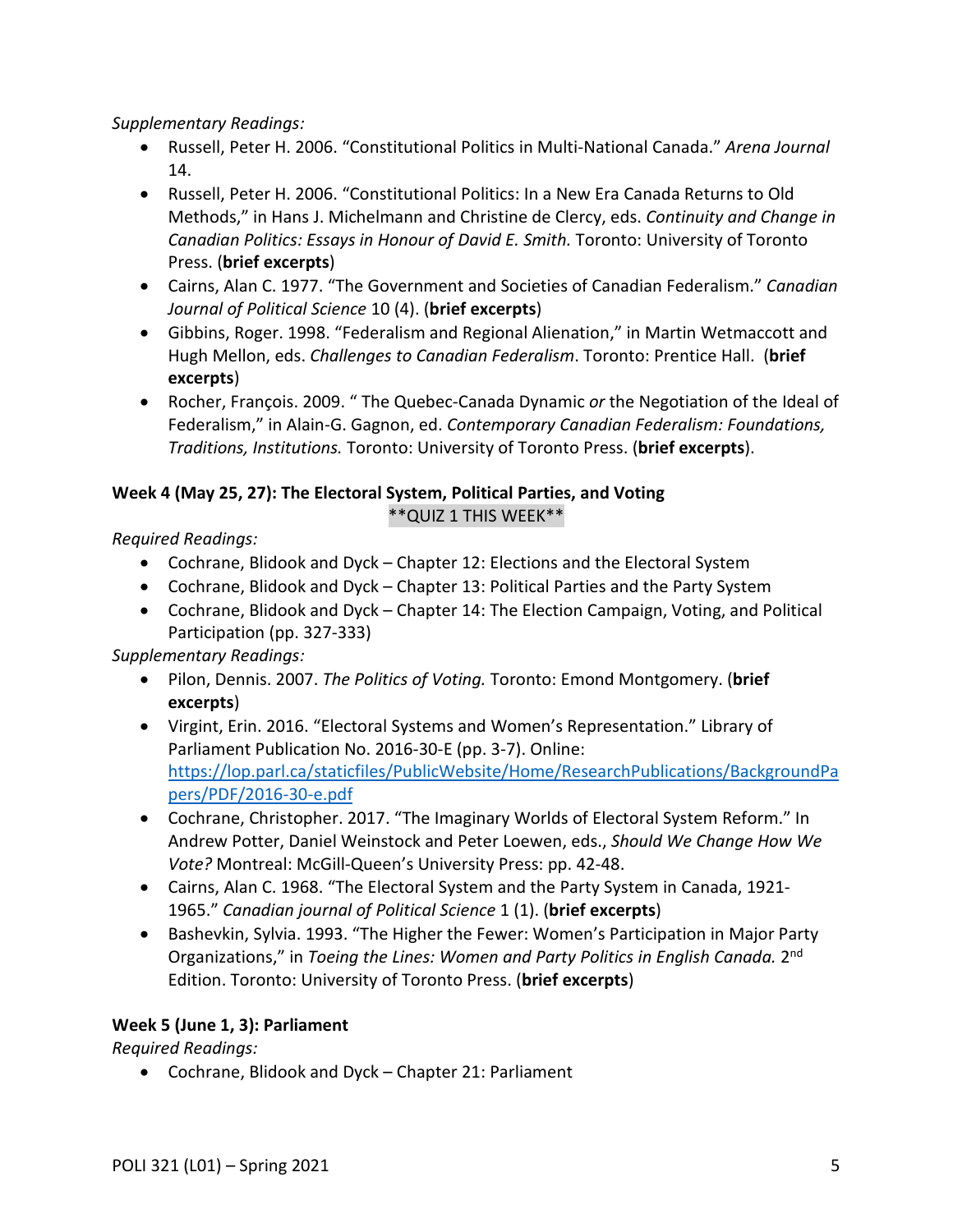*Supplementary Readings:*

- Russell, Peter H. 2006. "Constitutional Politics in Multi-National Canada." *Arena Journal* 14.
- Russell, Peter H. 2006. "Constitutional Politics: In a New Era Canada Returns to Old Methods," in Hans J. Michelmann and Christine de Clercy, eds. *Continuity and Change in Canadian Politics: Essays in Honour of David E. Smith.* Toronto: University of Toronto Press. (**brief excerpts**)
- Cairns, Alan C. 1977. "The Government and Societies of Canadian Federalism." *Canadian Journal of Political Science* 10 (4). (**brief excerpts**)
- Gibbins, Roger. 1998. "Federalism and Regional Alienation," in Martin Wetmaccott and Hugh Mellon, eds. *Challenges to Canadian Federalism*. Toronto: Prentice Hall. (**brief excerpts**)
- Rocher, François. 2009. " The Quebec-Canada Dynamic *or* the Negotiation of the Ideal of Federalism," in Alain-G. Gagnon, ed. *Contemporary Canadian Federalism: Foundations, Traditions, Institutions.* Toronto: University of Toronto Press. (**brief excerpts**).

**Week 4 (May 25, 27): The Electoral System, Political Parties, and Voting**

**QUIZ 1 THIS WEEK**

*Required Readings:*

- Cochrane, Blidook and Dyck – Chapter 12: Elections and the Electoral System
- Cochrane, Blidook and Dyck – Chapter 13: Political Parties and the Party System
- Cochrane, Blidook and Dyck – Chapter 14: The Election Campaign, Voting, and Political Participation (pp. 327-333)

*Supplementary Readings:*

- Pilon, Dennis. 2007. *The Politics of Voting.* Toronto: Emond Montgomery. (**brief excerpts**)
- Virgint, Erin. 2016. "Electoral Systems and Women's Representation." Library of Parliament Publication No. 2016-30-E (pp. 3-7). Online: https://lop.parl.ca/staticfiles/PublicWebsite/Home/ResearchPublications/BackgroundPapers/PDF/2016-30-e.pdf
- Cochrane, Christopher. 2017. "The Imaginary Worlds of Electoral System Reform." In Andrew Potter, Daniel Weinstock and Peter Loewen, eds., *Should We Change How We Vote?* Montreal: McGill-Queen's University Press: pp. 42-48.
- Cairns, Alan C. 1968. "The Electoral System and the Party System in Canada, 1921-1965." *Canadian journal of Political Science* 1 (1). (**brief excerpts**)
- Bashevkin, Sylvia. 1993. "The Higher the Fewer: Women's Participation in Major Party Organizations," in *Toeing the Lines: Women and Party Politics in English Canada.* 2nd Edition. Toronto: University of Toronto Press. (**brief excerpts**)

**Week 5 (June 1, 3): Parliament**

*Required Readings:*

- Cochrane, Blidook and Dyck – Chapter 21: Parliament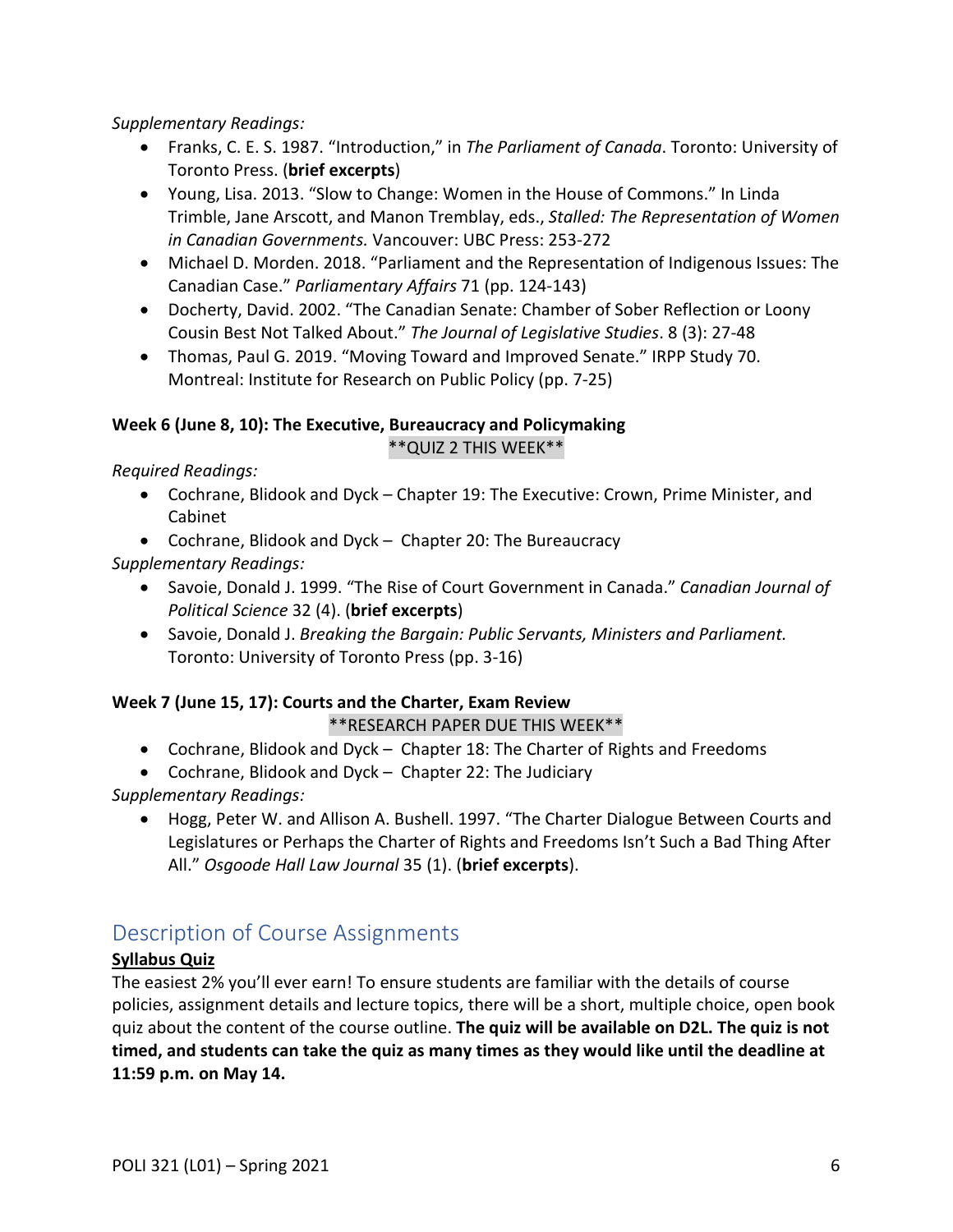*Supplementary Readings:*

- Franks, C. E. S. 1987. "Introduction," in *The Parliament of Canada*. Toronto: University of Toronto Press. (**brief excerpts**)
- Young, Lisa. 2013. "Slow to Change: Women in the House of Commons." In Linda Trimble, Jane Arscott, and Manon Tremblay, eds., *Stalled: The Representation of Women in Canadian Governments.* Vancouver: UBC Press: 253-272
- Michael D. Morden. 2018. "Parliament and the Representation of Indigenous Issues: The Canadian Case." *Parliamentary Affairs* 71 (pp. 124-143)
- Docherty, David. 2002. "The Canadian Senate: Chamber of Sober Reflection or Loony Cousin Best Not Talked About." *The Journal of Legislative Studies*. 8 (3): 27-48
- Thomas, Paul G. 2019. "Moving Toward and Improved Senate." IRPP Study 70. Montreal: Institute for Research on Public Policy (pp. 7-25)

**Week 6 (June 8, 10): The Executive, Bureaucracy and Policymaking**

**QUIZ 2 THIS WEEK**

*Required Readings:*

- Cochrane, Blidook and Dyck – Chapter 19: The Executive: Crown, Prime Minister, and Cabinet
- Cochrane, Blidook and Dyck – Chapter 20: The Bureaucracy

*Supplementary Readings:*

- Savoie, Donald J. 1999. "The Rise of Court Government in Canada." *Canadian Journal of Political Science* 32 (4). (**brief excerpts**)
- Savoie, Donald J. *Breaking the Bargain: Public Servants, Ministers and Parliament.* Toronto: University of Toronto Press (pp. 3-16)

**Week 7 (June 15, 17): Courts and the Charter, Exam Review**

**RESEARCH PAPER DUE THIS WEEK**

- Cochrane, Blidook and Dyck – Chapter 18: The Charter of Rights and Freedoms
- Cochrane, Blidook and Dyck – Chapter 22: The Judiciary

*Supplementary Readings:*

- Hogg, Peter W. and Allison A. Bushell. 1997. "The Charter Dialogue Between Courts and Legislatures or Perhaps the Charter of Rights and Freedoms Isn't Such a Bad Thing After All." *Osgoode Hall Law Journal* 35 (1). (**brief excerpts**).

## Description of Course Assignments

**Syllabus Quiz**

The easiest 2% you'll ever earn! To ensure students are familiar with the details of course policies, assignment details and lecture topics, there will be a short, multiple choice, open book quiz about the content of the course outline. **The quiz will be available on D2L. The quiz is not timed, and students can take the quiz as many times as they would like until the deadline at 11:59 p.m. on May 14.**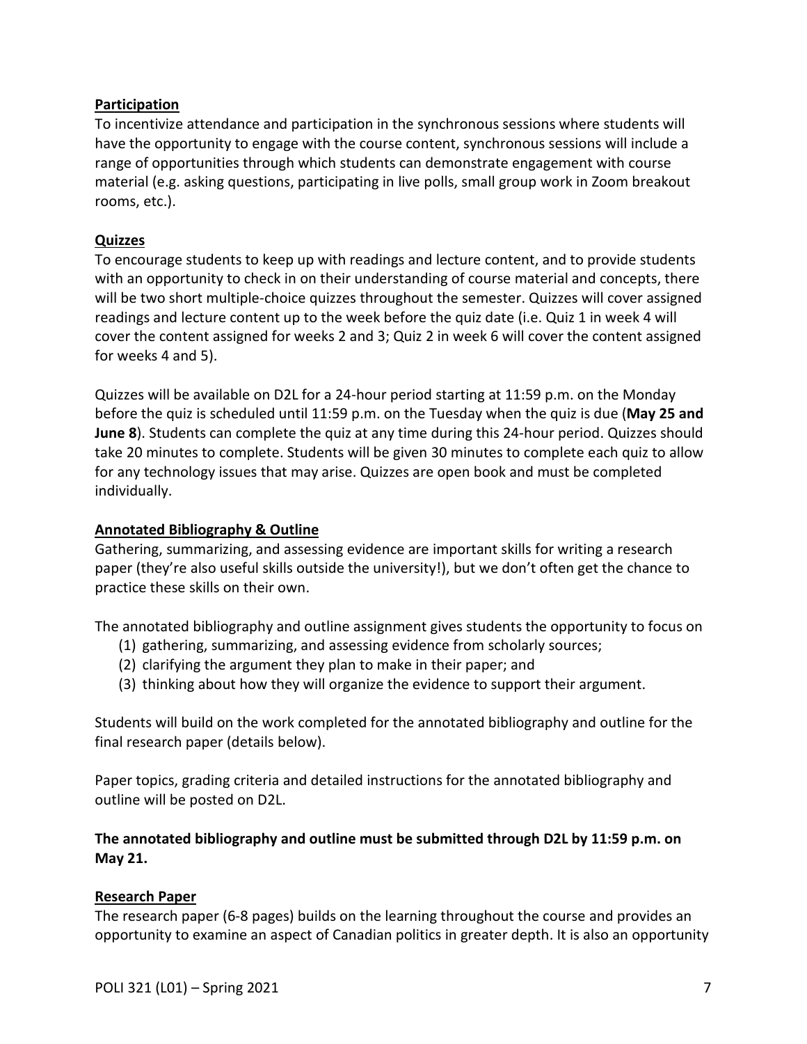**Participation**

To incentivize attendance and participation in the synchronous sessions where students will have the opportunity to engage with the course content, synchronous sessions will include a range of opportunities through which students can demonstrate engagement with course material (e.g. asking questions, participating in live polls, small group work in Zoom breakout rooms, etc.).

**Quizzes**

To encourage students to keep up with readings and lecture content, and to provide students with an opportunity to check in on their understanding of course material and concepts, there will be two short multiple-choice quizzes throughout the semester. Quizzes will cover assigned readings and lecture content up to the week before the quiz date (i.e. Quiz 1 in week 4 will cover the content assigned for weeks 2 and 3; Quiz 2 in week 6 will cover the content assigned for weeks 4 and 5).

Quizzes will be available on D2L for a 24-hour period starting at 11:59 p.m. on the Monday before the quiz is scheduled until 11:59 p.m. on the Tuesday when the quiz is due (**May 25 and June 8**). Students can complete the quiz at any time during this 24-hour period. Quizzes should take 20 minutes to complete. Students will be given 30 minutes to complete each quiz to allow for any technology issues that may arise. Quizzes are open book and must be completed individually.

**Annotated Bibliography & Outline**

Gathering, summarizing, and assessing evidence are important skills for writing a research paper (they're also useful skills outside the university!), but we don't often get the chance to practice these skills on their own.

The annotated bibliography and outline assignment gives students the opportunity to focus on

(1) gathering, summarizing, and assessing evidence from scholarly sources;
(2) clarifying the argument they plan to make in their paper; and
(3) thinking about how they will organize the evidence to support their argument.

Students will build on the work completed for the annotated bibliography and outline for the final research paper (details below).

Paper topics, grading criteria and detailed instructions for the annotated bibliography and outline will be posted on D2L.

**The annotated bibliography and outline must be submitted through D2L by 11:59 p.m. on May 21.**

**Research Paper**

The research paper (6-8 pages) builds on the learning throughout the course and provides an opportunity to examine an aspect of Canadian politics in greater depth. It is also an opportunity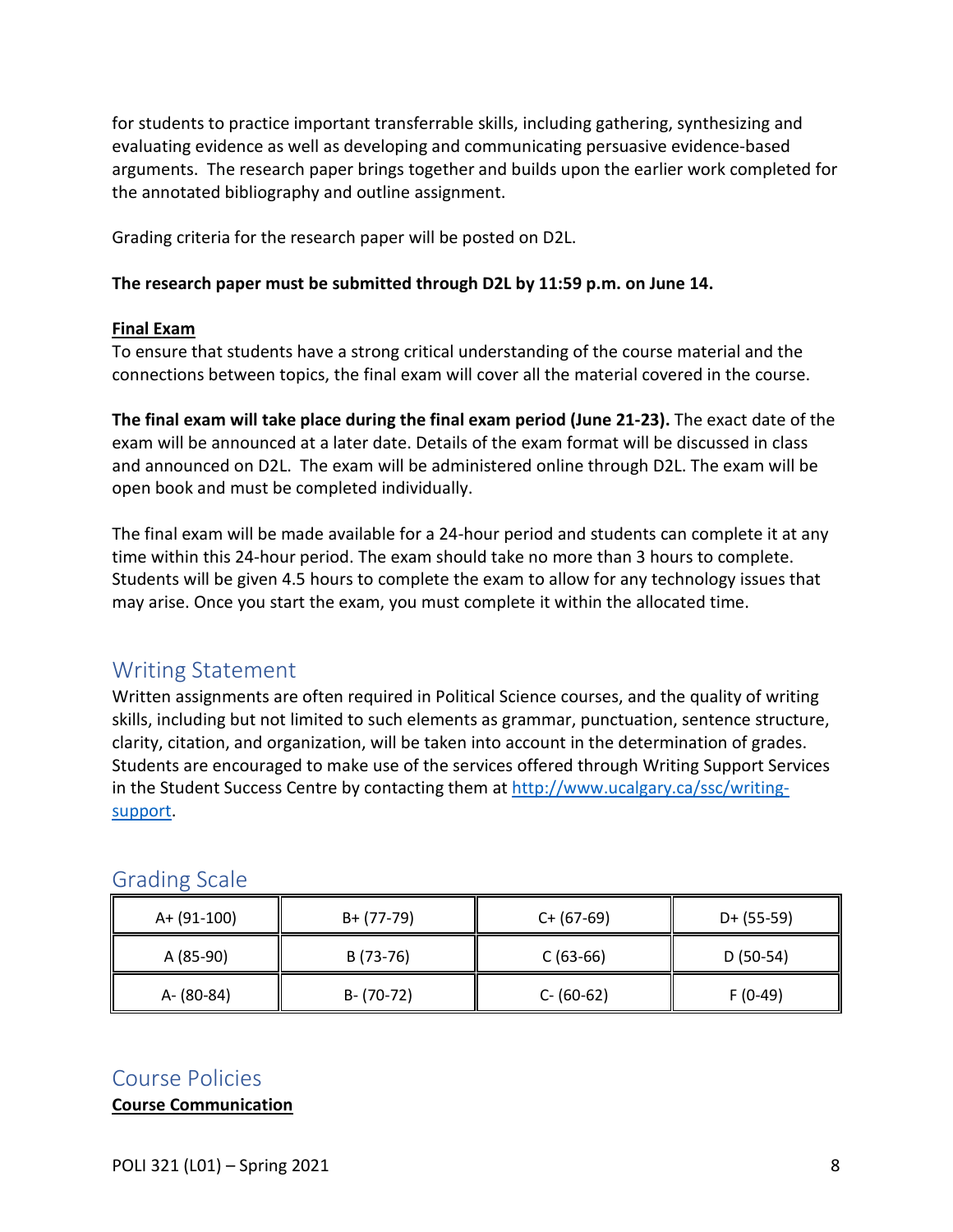for students to practice important transferrable skills, including gathering, synthesizing and evaluating evidence as well as developing and communicating persuasive evidence-based arguments. The research paper brings together and builds upon the earlier work completed for the annotated bibliography and outline assignment.

Grading criteria for the research paper will be posted on D2L.

**The research paper must be submitted through D2L by 11:59 p.m. on June 14.**

**Final Exam**

To ensure that students have a strong critical understanding of the course material and the connections between topics, the final exam will cover all the material covered in the course.

**The final exam will take place during the final exam period (June 21-23).** The exact date of the exam will be announced at a later date. Details of the exam format will be discussed in class and announced on D2L. The exam will be administered online through D2L. The exam will be open book and must be completed individually.

The final exam will be made available for a 24-hour period and students can complete it at any time within this 24-hour period. The exam should take no more than 3 hours to complete. Students will be given 4.5 hours to complete the exam to allow for any technology issues that may arise. Once you start the exam, you must complete it within the allocated time.

## Writing Statement

Written assignments are often required in Political Science courses, and the quality of writing skills, including but not limited to such elements as grammar, punctuation, sentence structure, clarity, citation, and organization, will be taken into account in the determination of grades. Students are encouraged to make use of the services offered through Writing Support Services in the Student Success Centre by contacting them at [http://www.ucalgary.ca/ssc/writing-support](http://www.ucalgary.ca/ssc/writing-support).

## Grading Scale

| A+ (91-100) | B+ (77-79) | C+ (67-69) | D+ (55-59) |
|---|---|---|---|
| A (85-90) | B (73-76) | C (63-66) | D (50-54) |
| A- (80-84) | B- (70-72) | C- (60-62) | F (0-49) |

## Course Policies

**Course Communication**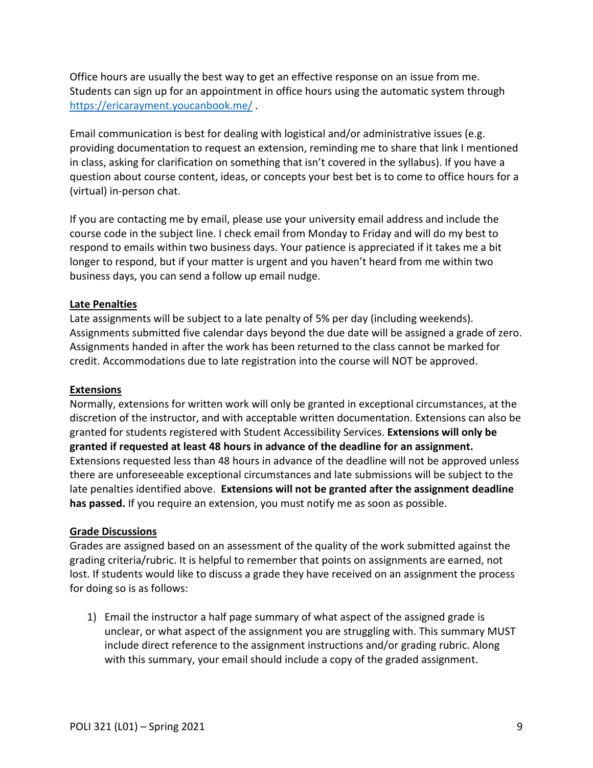Office hours are usually the best way to get an effective response on an issue from me. Students can sign up for an appointment in office hours using the automatic system through [https://ericarayment.youcanbook.me/](https://ericarayment.youcanbook.me/) .

Email communication is best for dealing with logistical and/or administrative issues (e.g. providing documentation to request an extension, reminding me to share that link I mentioned in class, asking for clarification on something that isn't covered in the syllabus). If you have a question about course content, ideas, or concepts your best bet is to come to office hours for a (virtual) in-person chat.

If you are contacting me by email, please use your university email address and include the course code in the subject line. I check email from Monday to Friday and will do my best to respond to emails within two business days. Your patience is appreciated if it takes me a bit longer to respond, but if your matter is urgent and you haven't heard from me within two business days, you can send a follow up email nudge.

## Late Penalties

Late assignments will be subject to a late penalty of 5% per day (including weekends). Assignments submitted five calendar days beyond the due date will be assigned a grade of zero. Assignments handed in after the work has been returned to the class cannot be marked for credit. Accommodations due to late registration into the course will NOT be approved.

## Extensions

Normally, extensions for written work will only be granted in exceptional circumstances, at the discretion of the instructor, and with acceptable written documentation. Extensions can also be granted for students registered with Student Accessibility Services. **Extensions will only be granted if requested at least 48 hours in advance of the deadline for an assignment.** Extensions requested less than 48 hours in advance of the deadline will not be approved unless there are unforeseeable exceptional circumstances and late submissions will be subject to the late penalties identified above. **Extensions will not be granted after the assignment deadline has passed.** If you require an extension, you must notify me as soon as possible.

## Grade Discussions

Grades are assigned based on an assessment of the quality of the work submitted against the grading criteria/rubric. It is helpful to remember that points on assignments are earned, not lost. If students would like to discuss a grade they have received on an assignment the process for doing so is as follows:

1) Email the instructor a half page summary of what aspect of the assigned grade is unclear, or what aspect of the assignment you are struggling with. This summary MUST include direct reference to the assignment instructions and/or grading rubric. Along with this summary, your email should include a copy of the graded assignment.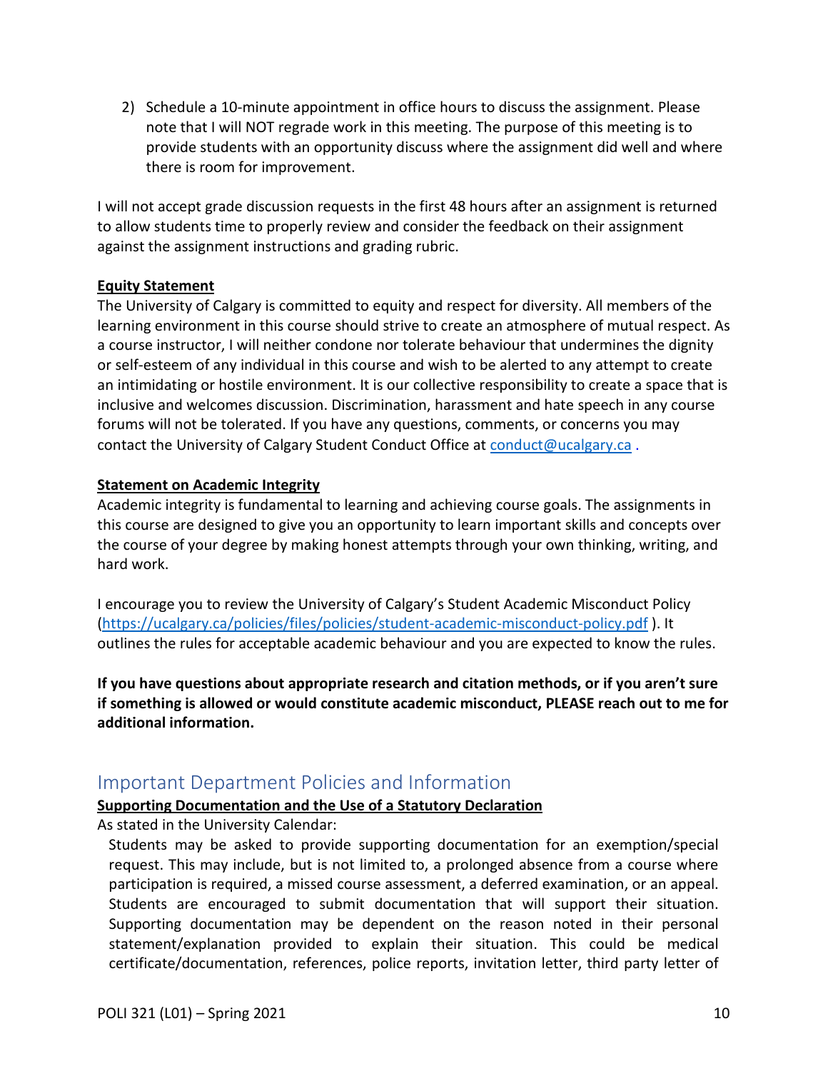2) Schedule a 10-minute appointment in office hours to discuss the assignment. Please note that I will NOT regrade work in this meeting. The purpose of this meeting is to provide students with an opportunity discuss where the assignment did well and where there is room for improvement.

I will not accept grade discussion requests in the first 48 hours after an assignment is returned to allow students time to properly review and consider the feedback on their assignment against the assignment instructions and grading rubric.

**Equity Statement**

The University of Calgary is committed to equity and respect for diversity. All members of the learning environment in this course should strive to create an atmosphere of mutual respect. As a course instructor, I will neither condone nor tolerate behaviour that undermines the dignity or self-esteem of any individual in this course and wish to be alerted to any attempt to create an intimidating or hostile environment. It is our collective responsibility to create a space that is inclusive and welcomes discussion. Discrimination, harassment and hate speech in any course forums will not be tolerated. If you have any questions, comments, or concerns you may contact the University of Calgary Student Conduct Office at conduct@ucalgary.ca .

**Statement on Academic Integrity**

Academic integrity is fundamental to learning and achieving course goals. The assignments in this course are designed to give you an opportunity to learn important skills and concepts over the course of your degree by making honest attempts through your own thinking, writing, and hard work.

I encourage you to review the University of Calgary's Student Academic Misconduct Policy (https://ucalgary.ca/policies/files/policies/student-academic-misconduct-policy.pdf ). It outlines the rules for acceptable academic behaviour and you are expected to know the rules.

**If you have questions about appropriate research and citation methods, or if you aren't sure if something is allowed or would constitute academic misconduct, PLEASE reach out to me for additional information.**

## Important Department Policies and Information

**Supporting Documentation and the Use of a Statutory Declaration**

As stated in the University Calendar:

> Students may be asked to provide supporting documentation for an exemption/special request. This may include, but is not limited to, a prolonged absence from a course where participation is required, a missed course assessment, a deferred examination, or an appeal. Students are encouraged to submit documentation that will support their situation. Supporting documentation may be dependent on the reason noted in their personal statement/explanation provided to explain their situation. This could be medical certificate/documentation, references, police reports, invitation letter, third party letter of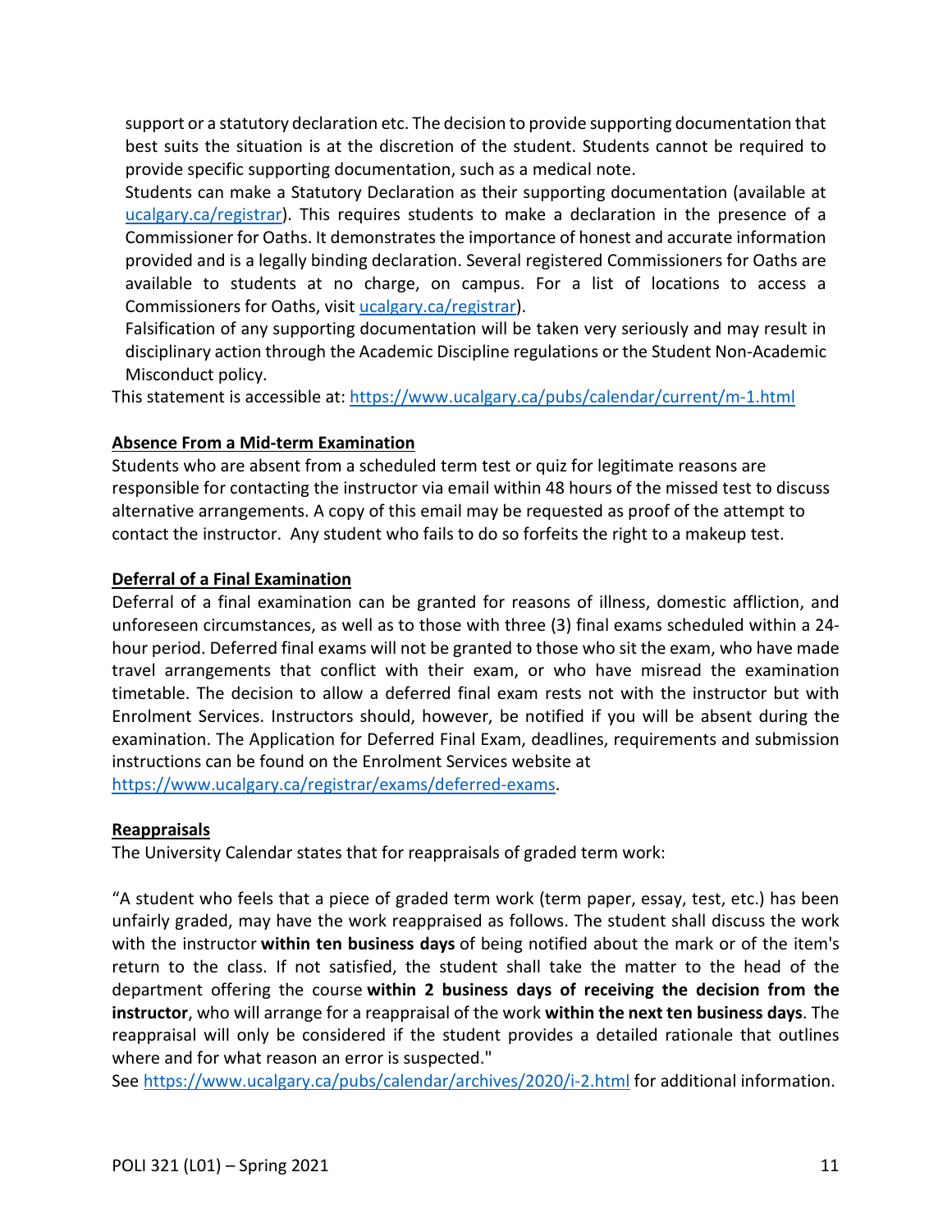support or a statutory declaration etc. The decision to provide supporting documentation that best suits the situation is at the discretion of the student. Students cannot be required to provide specific supporting documentation, such as a medical note.

Students can make a Statutory Declaration as their supporting documentation (available at [ucalgary.ca/registrar](ucalgary.ca/registrar)). This requires students to make a declaration in the presence of a Commissioner for Oaths. It demonstrates the importance of honest and accurate information provided and is a legally binding declaration. Several registered Commissioners for Oaths are available to students at no charge, on campus. For a list of locations to access a Commissioners for Oaths, visit [ucalgary.ca/registrar](ucalgary.ca/registrar)).

Falsification of any supporting documentation will be taken very seriously and may result in disciplinary action through the Academic Discipline regulations or the Student Non-Academic Misconduct policy.

This statement is accessible at: https://www.ucalgary.ca/pubs/calendar/current/m-1.html

**Absence From a Mid-term Examination**

Students who are absent from a scheduled term test or quiz for legitimate reasons are responsible for contacting the instructor via email within 48 hours of the missed test to discuss alternative arrangements. A copy of this email may be requested as proof of the attempt to contact the instructor. Any student who fails to do so forfeits the right to a makeup test.

**Deferral of a Final Examination**

Deferral of a final examination can be granted for reasons of illness, domestic affliction, and unforeseen circumstances, as well as to those with three (3) final exams scheduled within a 24-hour period. Deferred final exams will not be granted to those who sit the exam, who have made travel arrangements that conflict with their exam, or who have misread the examination timetable. The decision to allow a deferred final exam rests not with the instructor but with Enrolment Services. Instructors should, however, be notified if you will be absent during the examination. The Application for Deferred Final Exam, deadlines, requirements and submission instructions can be found on the Enrolment Services website at https://www.ucalgary.ca/registrar/exams/deferred-exams.

**Reappraisals**

The University Calendar states that for reappraisals of graded term work:

"A student who feels that a piece of graded term work (term paper, essay, test, etc.) has been unfairly graded, may have the work reappraised as follows. The student shall discuss the work with the instructor **within ten business days** of being notified about the mark or of the item's return to the class. If not satisfied, the student shall take the matter to the head of the department offering the course **within 2 business days of receiving the decision from the instructor**, who will arrange for a reappraisal of the work **within the next ten business days**. The reappraisal will only be considered if the student provides a detailed rationale that outlines where and for what reason an error is suspected."

See https://www.ucalgary.ca/pubs/calendar/archives/2020/i-2.html for additional information.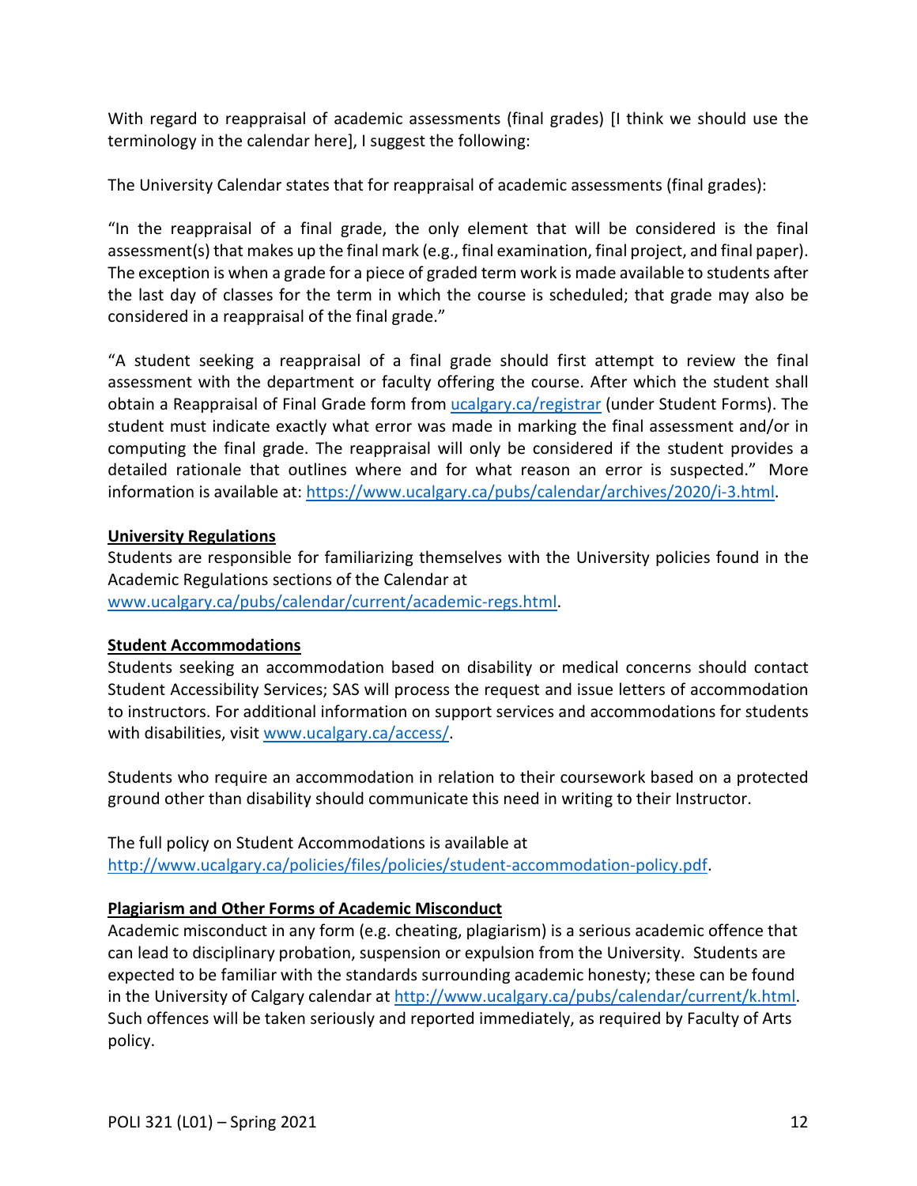With regard to reappraisal of academic assessments (final grades) [I think we should use the terminology in the calendar here], I suggest the following:

The University Calendar states that for reappraisal of academic assessments (final grades):

"In the reappraisal of a final grade, the only element that will be considered is the final assessment(s) that makes up the final mark (e.g., final examination, final project, and final paper). The exception is when a grade for a piece of graded term work is made available to students after the last day of classes for the term in which the course is scheduled; that grade may also be considered in a reappraisal of the final grade."

"A student seeking a reappraisal of a final grade should first attempt to review the final assessment with the department or faculty offering the course. After which the student shall obtain a Reappraisal of Final Grade form from [ucalgary.ca/registrar](ucalgary.ca/registrar) (under Student Forms). The student must indicate exactly what error was made in marking the final assessment and/or in computing the final grade. The reappraisal will only be considered if the student provides a detailed rationale that outlines where and for what reason an error is suspected." More information is available at: https://www.ucalgary.ca/pubs/calendar/archives/2020/i-3.html.

**University Regulations**

Students are responsible for familiarizing themselves with the University policies found in the Academic Regulations sections of the Calendar at www.ucalgary.ca/pubs/calendar/current/academic-regs.html.

**Student Accommodations**

Students seeking an accommodation based on disability or medical concerns should contact Student Accessibility Services; SAS will process the request and issue letters of accommodation to instructors. For additional information on support services and accommodations for students with disabilities, visit www.ucalgary.ca/access/.

Students who require an accommodation in relation to their coursework based on a protected ground other than disability should communicate this need in writing to their Instructor.

The full policy on Student Accommodations is available at http://www.ucalgary.ca/policies/files/policies/student-accommodation-policy.pdf.

**Plagiarism and Other Forms of Academic Misconduct**

Academic misconduct in any form (e.g. cheating, plagiarism) is a serious academic offence that can lead to disciplinary probation, suspension or expulsion from the University. Students are expected to be familiar with the standards surrounding academic honesty; these can be found in the University of Calgary calendar at http://www.ucalgary.ca/pubs/calendar/current/k.html. Such offences will be taken seriously and reported immediately, as required by Faculty of Arts policy.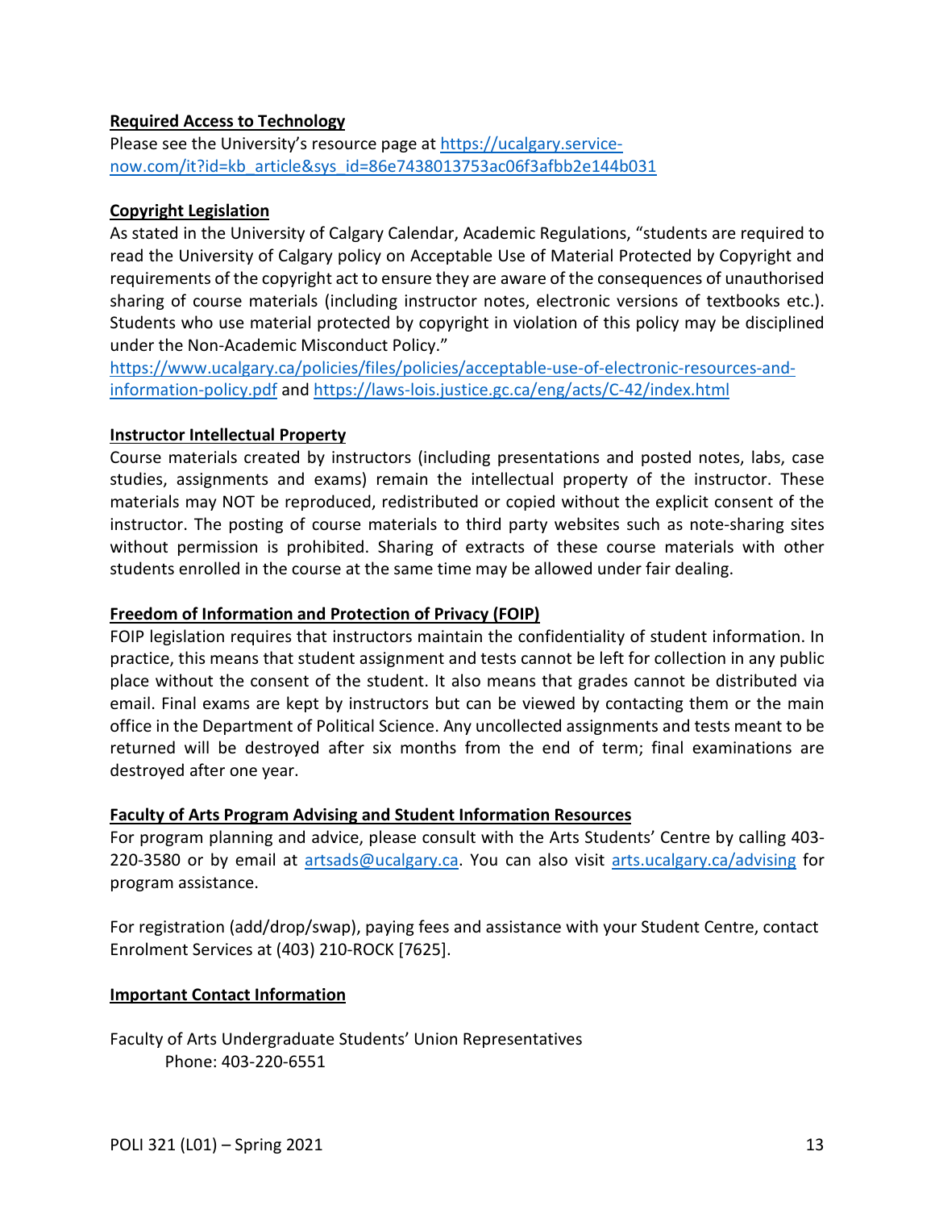**Required Access to Technology**

Please see the University's resource page at [https://ucalgary.service-now.com/it?id=kb_article&sys_id=86e7438013753ac06f3afbb2e144b031](https://ucalgary.service-now.com/it?id=kb_article&sys_id=86e7438013753ac06f3afbb2e144b031)

**Copyright Legislation**

As stated in the University of Calgary Calendar, Academic Regulations, "students are required to read the University of Calgary policy on Acceptable Use of Material Protected by Copyright and requirements of the copyright act to ensure they are aware of the consequences of unauthorised sharing of course materials (including instructor notes, electronic versions of textbooks etc.). Students who use material protected by copyright in violation of this policy may be disciplined under the Non-Academic Misconduct Policy."
[https://www.ucalgary.ca/policies/files/policies/acceptable-use-of-electronic-resources-and-information-policy.pdf](https://www.ucalgary.ca/policies/files/policies/acceptable-use-of-electronic-resources-and-information-policy.pdf) and [https://laws-lois.justice.gc.ca/eng/acts/C-42/index.html](https://laws-lois.justice.gc.ca/eng/acts/C-42/index.html)

**Instructor Intellectual Property**

Course materials created by instructors (including presentations and posted notes, labs, case studies, assignments and exams) remain the intellectual property of the instructor. These materials may NOT be reproduced, redistributed or copied without the explicit consent of the instructor. The posting of course materials to third party websites such as note-sharing sites without permission is prohibited. Sharing of extracts of these course materials with other students enrolled in the course at the same time may be allowed under fair dealing.

**Freedom of Information and Protection of Privacy (FOIP)**

FOIP legislation requires that instructors maintain the confidentiality of student information. In practice, this means that student assignment and tests cannot be left for collection in any public place without the consent of the student. It also means that grades cannot be distributed via email. Final exams are kept by instructors but can be viewed by contacting them or the main office in the Department of Political Science. Any uncollected assignments and tests meant to be returned will be destroyed after six months from the end of term; final examinations are destroyed after one year.

**Faculty of Arts Program Advising and Student Information Resources**

For program planning and advice, please consult with the Arts Students' Centre by calling 403-220-3580 or by email at [artsads@ucalgary.ca](mailto:artsads@ucalgary.ca). You can also visit [arts.ucalgary.ca/advising](arts.ucalgary.ca/advising) for program assistance.

For registration (add/drop/swap), paying fees and assistance with your Student Centre, contact Enrolment Services at (403) 210-ROCK [7625].

**Important Contact Information**

Faculty of Arts Undergraduate Students' Union Representatives
Phone: 403-220-6551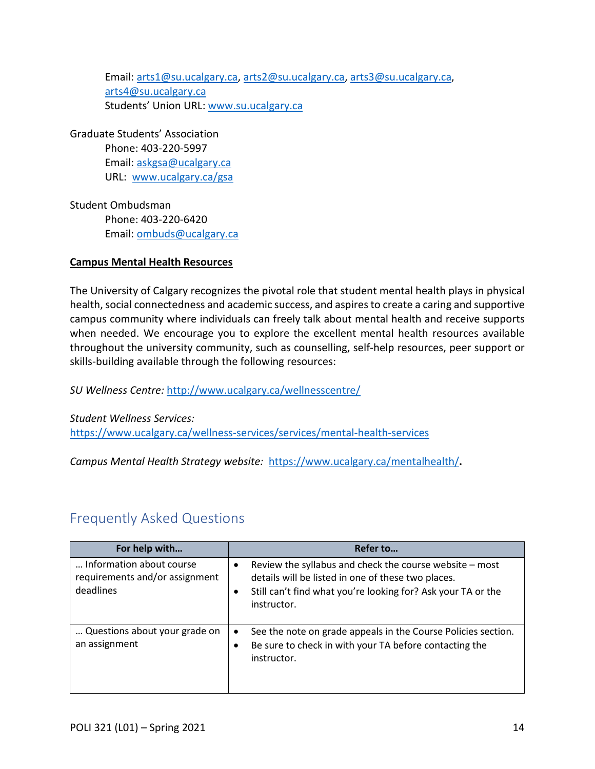Email: arts1@su.ucalgary.ca, arts2@su.ucalgary.ca, arts3@su.ucalgary.ca, arts4@su.ucalgary.ca
Students' Union URL: www.su.ucalgary.ca

Graduate Students' Association
Phone: 403-220-5997
Email: askgsa@ucalgary.ca
URL: www.ucalgary.ca/gsa

Student Ombudsman
Phone: 403-220-6420
Email: ombuds@ucalgary.ca

**Campus Mental Health Resources**

The University of Calgary recognizes the pivotal role that student mental health plays in physical health, social connectedness and academic success, and aspires to create a caring and supportive campus community where individuals can freely talk about mental health and receive supports when needed. We encourage you to explore the excellent mental health resources available throughout the university community, such as counselling, self-help resources, peer support or skills-building available through the following resources:

*SU Wellness Centre:* http://www.ucalgary.ca/wellnesscentre/

*Student Wellness Services:* https://www.ucalgary.ca/wellness-services/services/mental-health-services

*Campus Mental Health Strategy website:* https://www.ucalgary.ca/mentalhealth/.

## Frequently Asked Questions

| For help with… | Refer to… |
|---|---|
| … Information about course requirements and/or assignment deadlines | • Review the syllabus and check the course website – most details will be listed in one of these two places.<br>• Still can't find what you're looking for? Ask your TA or the instructor. |
| … Questions about your grade on an assignment | • See the note on grade appeals in the Course Policies section.<br>• Be sure to check in with your TA before contacting the instructor. |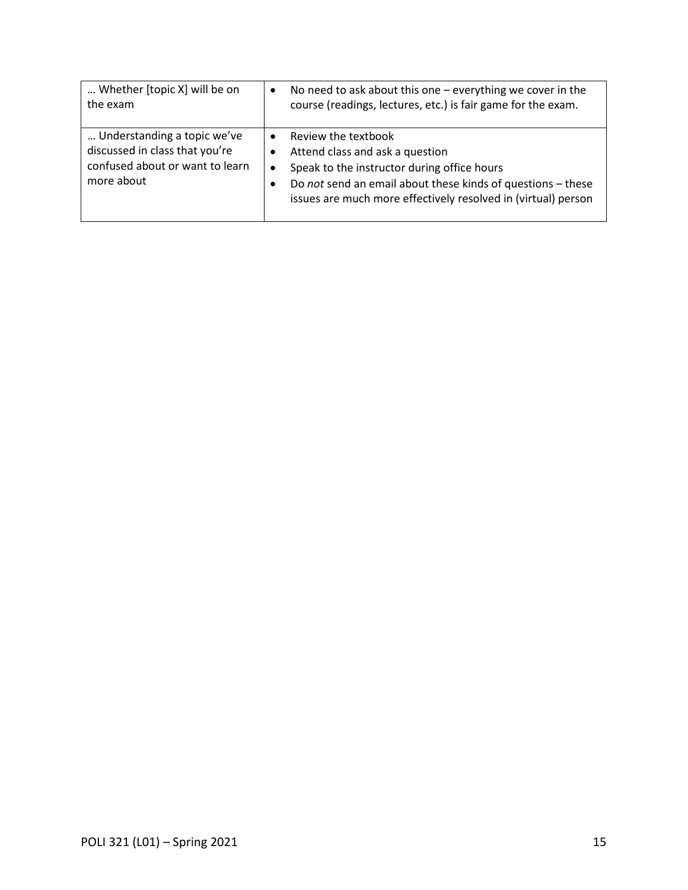| | |
|---|---|
| … Whether [topic X] will be on the exam | • No need to ask about this one – everything we cover in the course (readings, lectures, etc.) is fair game for the exam. |
| … Understanding a topic we've discussed in class that you're confused about or want to learn more about | • Review the textbook<br>• Attend class and ask a question<br>• Speak to the instructor during office hours<br>• Do *not* send an email about these kinds of questions – these issues are much more effectively resolved in (virtual) person |